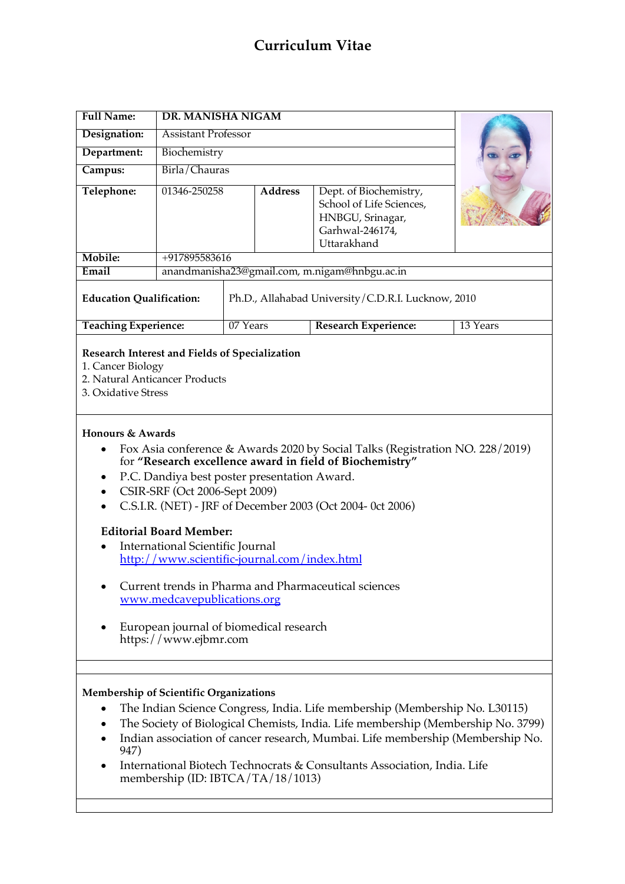# Curriculum Vitae

| | | | |
|---|---|---|---|
| **Full Name:** | DR. MANISHA NIGAM | | |
| **Designation:** | Assistant Professor | | |
| **Department:** | Biochemistry | | |
| **Campus:** | Birla/Chauras | | |
| **Telephone:** | 01346-250258 | **Address** | Dept. of Biochemistry, School of Life Sciences, HNBGU, Srinagar, Garhwal-246174, Uttarakhand |
| **Mobile:** | +917895583616 | | |
| **Email** | anandmanisha23@gmail.com, m.nigam@hnbgu.ac.in | | |

| | | | |
|---|---|---|---|
| **Education Qualification:** | Ph.D., Allahabad University/C.D.R.I. Lucknow, 2010 | | |
| **Teaching Experience:** | 07 Years | **Research Experience:** | 13 Years |

**Research Interest and Fields of Specialization**

1. Cancer Biology
2. Natural Anticancer Products
3. Oxidative Stress

**Honours & Awards**

- Fox Asia conference & Awards 2020 by Social Talks (Registration NO. 228/2019) for **"Research excellence award in field of Biochemistry"**
- P.C. Dandiya best poster presentation Award.
- CSIR-SRF (Oct 2006-Sept 2009)
- C.S.I.R. (NET) - JRF of December 2003 (Oct 2004- 0ct 2006)

**Editorial Board Member:**

- International Scientific Journal
  http://www.scientific-journal.com/index.html
- Current trends in Pharma and Pharmaceutical sciences
  www.medcavepublications.org
- European journal of biomedical research
  https://www.ejbmr.com

**Membership of Scientific Organizations**

- The Indian Science Congress, India. Life membership (Membership No. L30115)
- The Society of Biological Chemists, India. Life membership (Membership No. 3799)
- Indian association of cancer research, Mumbai. Life membership (Membership No. 947)
- International Biotech Technocrats & Consultants Association, India. Life membership (ID: IBTCA/TA/18/1013)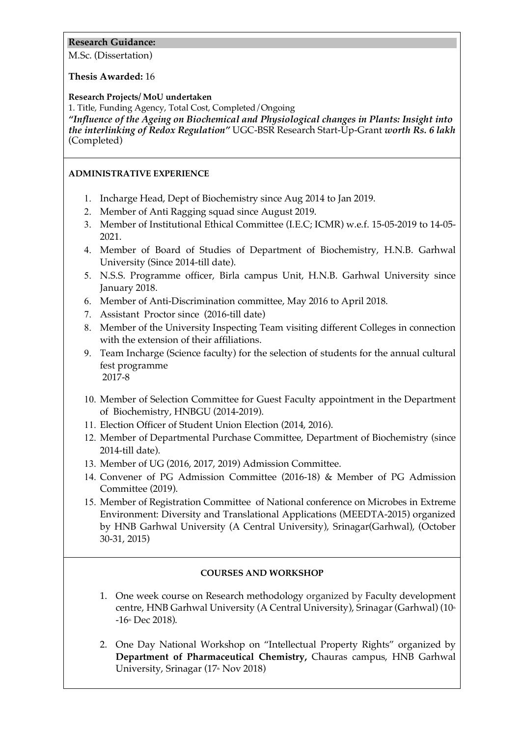## Research Guidance:

M.Sc. (Dissertation)

**Thesis Awarded:** 16

**Research Projects/ MoU undertaken**

1. Title, Funding Agency, Total Cost, Completed/Ongoing

***"Influence of the Ageing on Biochemical and Physiological changes in Plants: Insight into the interlinking of Redox Regulation"*** UGC-BSR Research Start-Up-Grant ***worth Rs. 6 lakh*** (Completed)

### ADMINISTRATIVE EXPERIENCE

1. Incharge Head, Dept of Biochemistry since Aug 2014 to Jan 2019.
2. Member of Anti Ragging squad since August 2019.
3. Member of Institutional Ethical Committee (I.E.C; ICMR) w.e.f. 15-05-2019 to 14-05-2021.
4. Member of Board of Studies of Department of Biochemistry, H.N.B. Garhwal University (Since 2014-till date).
5. N.S.S. Programme officer, Birla campus Unit, H.N.B. Garhwal University since January 2018.
6. Member of Anti-Discrimination committee, May 2016 to April 2018.
7. Assistant Proctor since (2016-till date)
8. Member of the University Inspecting Team visiting different Colleges in connection with the extension of their affiliations.
9. Team Incharge (Science faculty) for the selection of students for the annual cultural fest programme
   2017-8
10. Member of Selection Committee for Guest Faculty appointment in the Department of Biochemistry, HNBGU (2014-2019).
11. Election Officer of Student Union Election (2014, 2016).
12. Member of Departmental Purchase Committee, Department of Biochemistry (since 2014-till date).
13. Member of UG (2016, 2017, 2019) Admission Committee.
14. Convener of PG Admission Committee (2016-18) & Member of PG Admission Committee (2019).
15. Member of Registration Committee of National conference on Microbes in Extreme Environment: Diversity and Translational Applications (MEEDTA-2015) organized by HNB Garhwal University (A Central University), Srinagar(Garhwal), (October 30-31, 2015)

### COURSES AND WORKSHOP

1. One week course on Research methodology organized by Faculty development centre, HNB Garhwal University (A Central University), Srinagar (Garhwal) (10th -16th Dec 2018).

2. One Day National Workshop on "Intellectual Property Rights" organized by **Department of Pharmaceutical Chemistry,** Chauras campus, HNB Garhwal University, Srinagar (17th Nov 2018)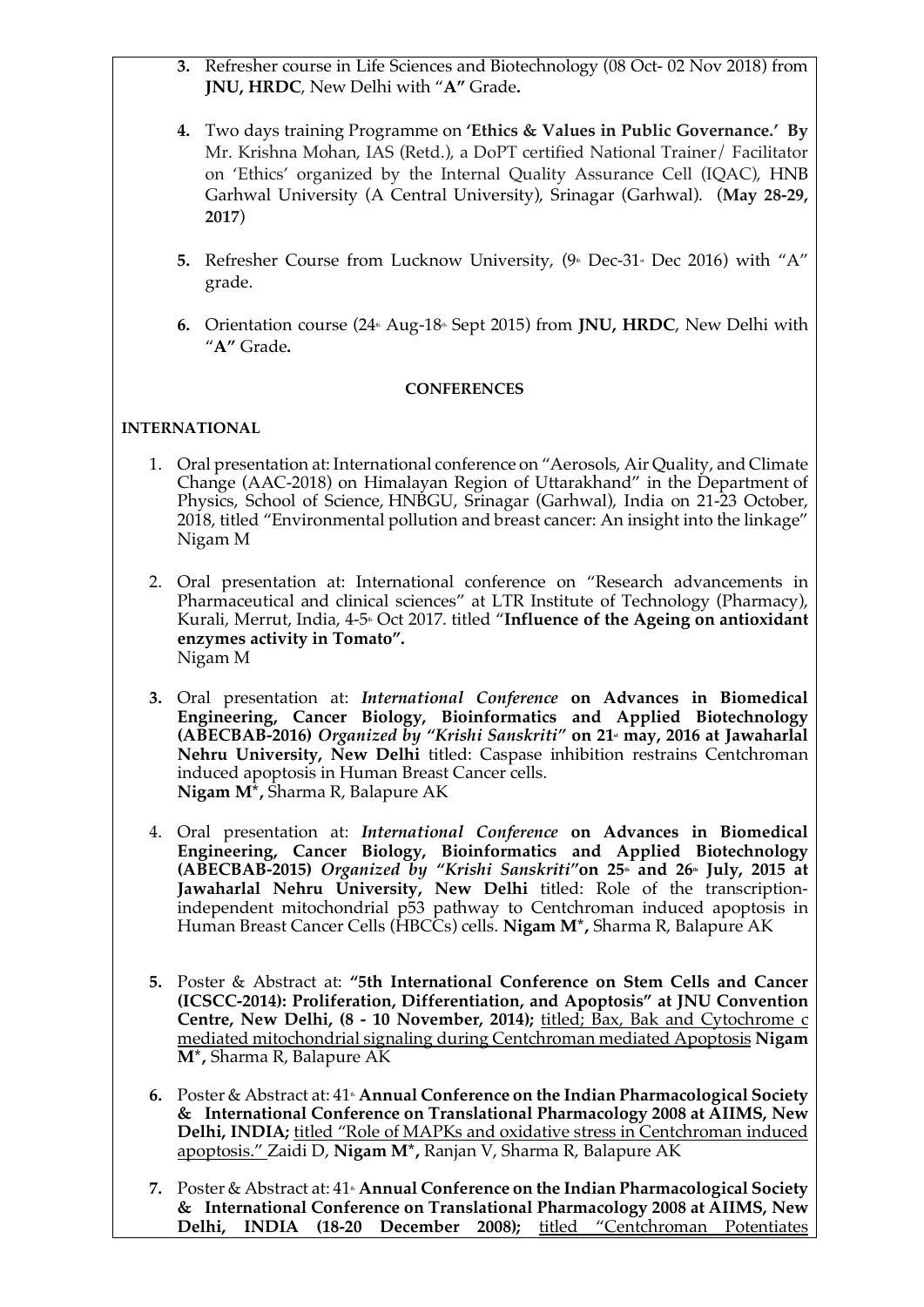3. Refresher course in Life Sciences and Biotechnology (08 Oct- 02 Nov 2018) from **JNU, HRDC**, New Delhi with "**A"** Grade**.**

4. Two days training Programme on **'Ethics & Values in Public Governance.' By** Mr. Krishna Mohan, IAS (Retd.), a DoPT certified National Trainer/ Facilitator on 'Ethics' organized by the Internal Quality Assurance Cell (IQAC), HNB Garhwal University (A Central University), Srinagar (Garhwal). (**May 28-29, 2017**)

5. Refresher Course from Lucknow University, (9th Dec-31st Dec 2016) with "A" grade.

6. Orientation course (24th Aug-18th Sept 2015) from **JNU, HRDC**, New Delhi with "**A"** Grade**.**

**CONFERENCES**

**INTERNATIONAL**

1. Oral presentation at: International conference on "Aerosols, Air Quality, and Climate Change (AAC-2018) on Himalayan Region of Uttarakhand" in the Department of Physics, School of Science, HNBGU, Srinagar (Garhwal), India on 21-23 October, 2018, titled "Environmental pollution and breast cancer: An insight into the linkage" Nigam M

2. Oral presentation at: International conference on "Research advancements in Pharmaceutical and clinical sciences" at LTR Institute of Technology (Pharmacy), Kurali, Merrut, India, 4-5th Oct 2017. titled "**Influence of the Ageing on antioxidant enzymes activity in Tomato".**
   Nigam M

3. Oral presentation at: ***International Conference*** **on Advances in Biomedical Engineering, Cancer Biology, Bioinformatics and Applied Biotechnology (ABECBAB-2016)** ***Organized by "Krishi Sanskriti"*** **on 21st may, 2016 at Jawaharlal Nehru University, New Delhi** titled: Caspase inhibition restrains Centchroman induced apoptosis in Human Breast Cancer cells.
   **Nigam M\*,** Sharma R, Balapure AK

4. Oral presentation at: ***International Conference*** **on Advances in Biomedical Engineering, Cancer Biology, Bioinformatics and Applied Biotechnology (ABECBAB-2015)** ***Organized by "Krishi Sanskriti"*****on 25th and 26th July, 2015 at Jawaharlal Nehru University, New Delhi** titled: Role of the transcription-independent mitochondrial p53 pathway to Centchroman induced apoptosis in Human Breast Cancer Cells (HBCCs) cells. **Nigam M\*,** Sharma R, Balapure AK

5. Poster & Abstract at: **"5th International Conference on Stem Cells and Cancer (ICSCC-2014): Proliferation, Differentiation, and Apoptosis" at JNU Convention Centre, New Delhi, (8 - 10 November, 2014);** titled; Bax, Bak and Cytochrome c mediated mitochondrial signaling during Centchroman mediated Apoptosis **Nigam M\*,** Sharma R, Balapure AK

6. Poster & Abstract at: 41st **Annual Conference on the Indian Pharmacological Society & International Conference on Translational Pharmacology 2008 at AIIMS, New Delhi, INDIA;** titled "Role of MAPKs and oxidative stress in Centchroman induced apoptosis." Zaidi D, **Nigam M\*,** Ranjan V, Sharma R, Balapure AK

7. Poster & Abstract at: 41st **Annual Conference on the Indian Pharmacological Society & International Conference on Translational Pharmacology 2008 at AIIMS, New Delhi, INDIA (18-20 December 2008);** titled "Centchroman Potentiates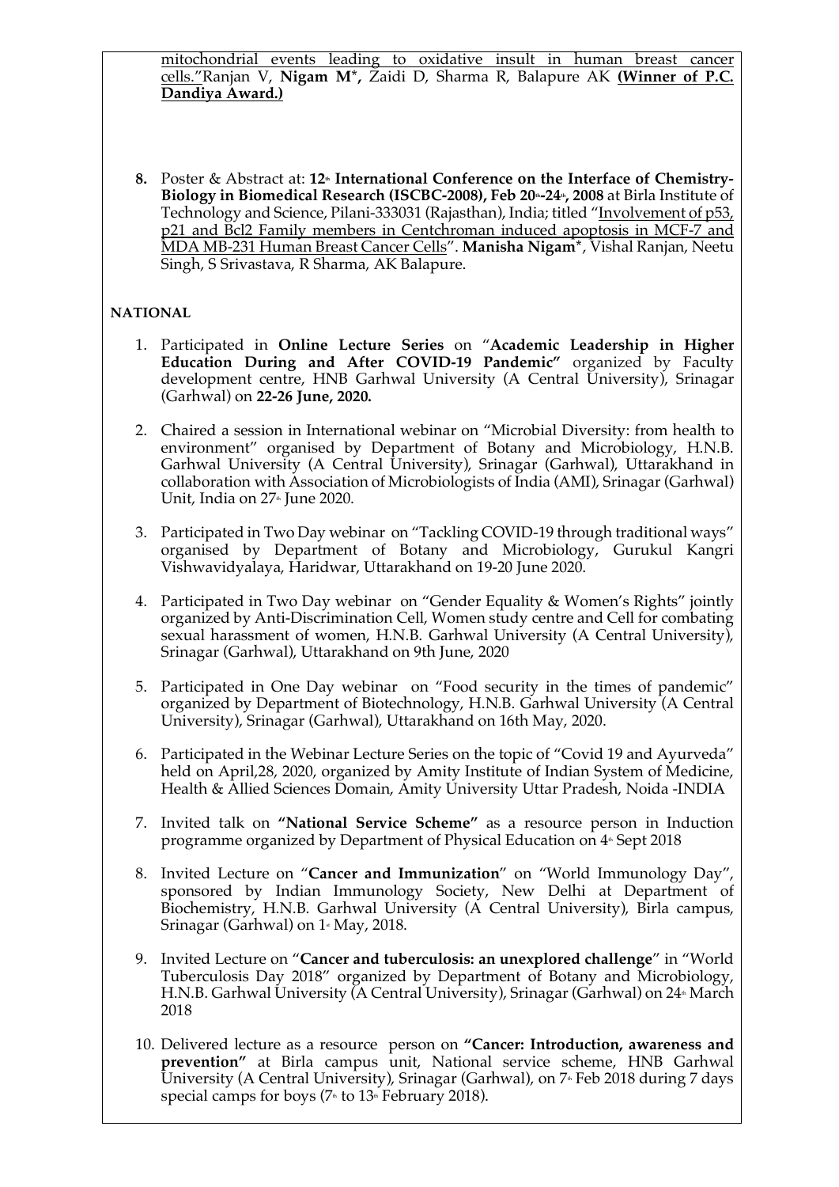mitochondrial events leading to oxidative insult in human breast cancer cells."Ranjan V, **Nigam M***, Zaidi D, Sharma R, Balapure AK **(Winner of P.C. Dandiya Award.)**

8. Poster & Abstract at: **12th International Conference on the Interface of Chemistry-Biology in Biomedical Research (ISCBC-2008), Feb 20th-24th, 2008** at Birla Institute of Technology and Science, Pilani-333031 (Rajasthan), India; titled "Involvement of p53, p21 and Bcl2 Family members in Centchroman induced apoptosis in MCF-7 and MDA MB-231 Human Breast Cancer Cells". **Manisha Nigam***, Vishal Ranjan, Neetu Singh, S Srivastava, R Sharma, AK Balapure.

**NATIONAL**

1. Participated in **Online Lecture Series** on "**Academic Leadership in Higher Education During and After COVID-19 Pandemic"** organized by Faculty development centre, HNB Garhwal University (A Central University), Srinagar (Garhwal) on **22-26 June, 2020.**

2. Chaired a session in International webinar on "Microbial Diversity: from health to environment" organised by Department of Botany and Microbiology, H.N.B. Garhwal University (A Central University), Srinagar (Garhwal), Uttarakhand in collaboration with Association of Microbiologists of India (AMI), Srinagar (Garhwal) Unit, India on 27th June 2020.

3. Participated in Two Day webinar on "Tackling COVID-19 through traditional ways" organised by Department of Botany and Microbiology, Gurukul Kangri Vishwavidyalaya, Haridwar, Uttarakhand on 19-20 June 2020.

4. Participated in Two Day webinar on "Gender Equality & Women's Rights" jointly organized by Anti-Discrimination Cell, Women study centre and Cell for combating sexual harassment of women, H.N.B. Garhwal University (A Central University), Srinagar (Garhwal), Uttarakhand on 9th June, 2020

5. Participated in One Day webinar on "Food security in the times of pandemic" organized by Department of Biotechnology, H.N.B. Garhwal University (A Central University), Srinagar (Garhwal), Uttarakhand on 16th May, 2020.

6. Participated in the Webinar Lecture Series on the topic of "Covid 19 and Ayurveda" held on April,28, 2020, organized by Amity Institute of Indian System of Medicine, Health & Allied Sciences Domain, Amity University Uttar Pradesh, Noida -INDIA

7. Invited talk on **"National Service Scheme"** as a resource person in Induction programme organized by Department of Physical Education on 4th Sept 2018

8. Invited Lecture on "**Cancer and Immunization**" on "World Immunology Day", sponsored by Indian Immunology Society, New Delhi at Department of Biochemistry, H.N.B. Garhwal University (A Central University), Birla campus, Srinagar (Garhwal) on 1st May, 2018.

9. Invited Lecture on "**Cancer and tuberculosis: an unexplored challenge**" in "World Tuberculosis Day 2018" organized by Department of Botany and Microbiology, H.N.B. Garhwal University (A Central University), Srinagar (Garhwal) on 24th March 2018

10. Delivered lecture as a resource person on **"Cancer: Introduction, awareness and prevention"** at Birla campus unit, National service scheme, HNB Garhwal University (A Central University), Srinagar (Garhwal), on 7th Feb 2018 during 7 days special camps for boys (7th to 13th February 2018).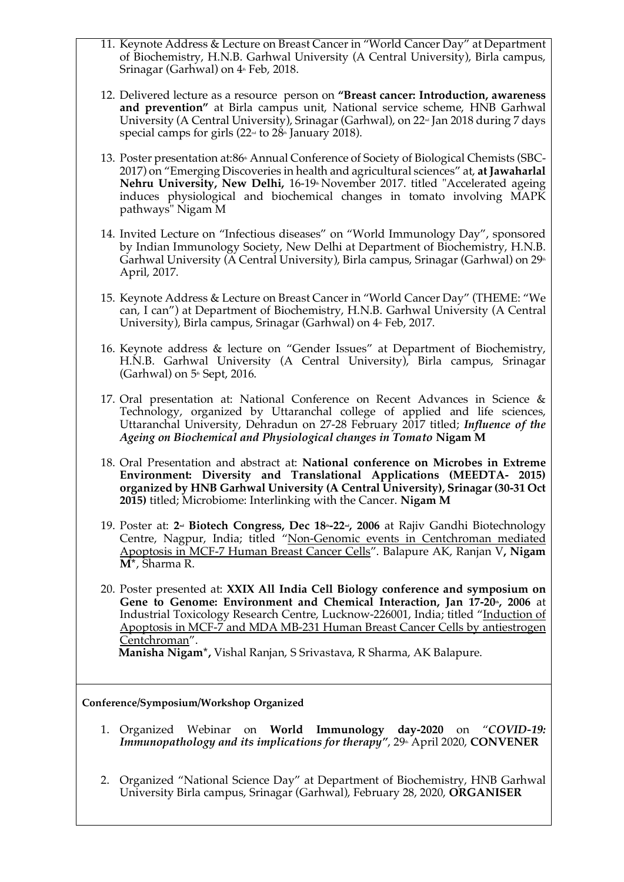11. Keynote Address & Lecture on Breast Cancer in "World Cancer Day" at Department of Biochemistry, H.N.B. Garhwal University (A Central University), Birla campus, Srinagar (Garhwal) on 4th Feb, 2018.

12. Delivered lecture as a resource person on **"Breast cancer: Introduction, awareness and prevention"** at Birla campus unit, National service scheme, HNB Garhwal University (A Central University), Srinagar (Garhwal), on 22nd Jan 2018 during 7 days special camps for girls (22nd to 28th January 2018).

13. Poster presentation at:86th Annual Conference of Society of Biological Chemists (SBC-2017) on "Emerging Discoveries in health and agricultural sciences" at, **at Jawaharlal Nehru University, New Delhi,** 16-19th November 2017. titled "Accelerated ageing induces physiological and biochemical changes in tomato involving MAPK pathways" Nigam M

14. Invited Lecture on "Infectious diseases" on "World Immunology Day", sponsored by Indian Immunology Society, New Delhi at Department of Biochemistry, H.N.B. Garhwal University (A Central University), Birla campus, Srinagar (Garhwal) on 29th April, 2017.

15. Keynote Address & Lecture on Breast Cancer in "World Cancer Day" (THEME: "We can, I can") at Department of Biochemistry, H.N.B. Garhwal University (A Central University), Birla campus, Srinagar (Garhwal) on 4th Feb, 2017.

16. Keynote address & lecture on "Gender Issues" at Department of Biochemistry, H.N.B. Garhwal University (A Central University), Birla campus, Srinagar (Garhwal) on 5th Sept, 2016.

17. Oral presentation at: National Conference on Recent Advances in Science & Technology, organized by Uttaranchal college of applied and life sciences, Uttaranchal University, Dehradun on 27-28 February 2017 titled; ***Influence of the Ageing on Biochemical and Physiological changes in Tomato*** **Nigam M**

18. Oral Presentation and abstract at: **National conference on Microbes in Extreme Environment: Diversity and Translational Applications (MEEDTA- 2015) organized by HNB Garhwal University (A Central University), Srinagar (30-31 Oct 2015)** titled; Microbiome: Interlinking with the Cancer. **Nigam M**

19. Poster at: **2nd Biotech Congress, Dec 18th-22nd, 2006** at Rajiv Gandhi Biotechnology Centre, Nagpur, India; titled "Non-Genomic events in Centchroman mediated Apoptosis in MCF-7 Human Breast Cancer Cells". Balapure AK, Ranjan V**, Nigam M***, Sharma R.

20. Poster presented at: **XXIX All India Cell Biology conference and symposium on Gene to Genome: Environment and Chemical Interaction, Jan 17-20th, 2006** at Industrial Toxicology Research Centre, Lucknow-226001, India; titled "Induction of Apoptosis in MCF-7 and MDA MB-231 Human Breast Cancer Cells by antiestrogen Centchroman".
    **Manisha Nigam*,** Vishal Ranjan, S Srivastava, R Sharma, AK Balapure.

**Conference/Symposium/Workshop Organized**

1. Organized Webinar on **World Immunology day-2020** on "***COVID-19: Immunopathology and its implications for therapy***", 29th April 2020, **CONVENER**

2. Organized "National Science Day" at Department of Biochemistry, HNB Garhwal University Birla campus, Srinagar (Garhwal), February 28, 2020, **ORGANISER**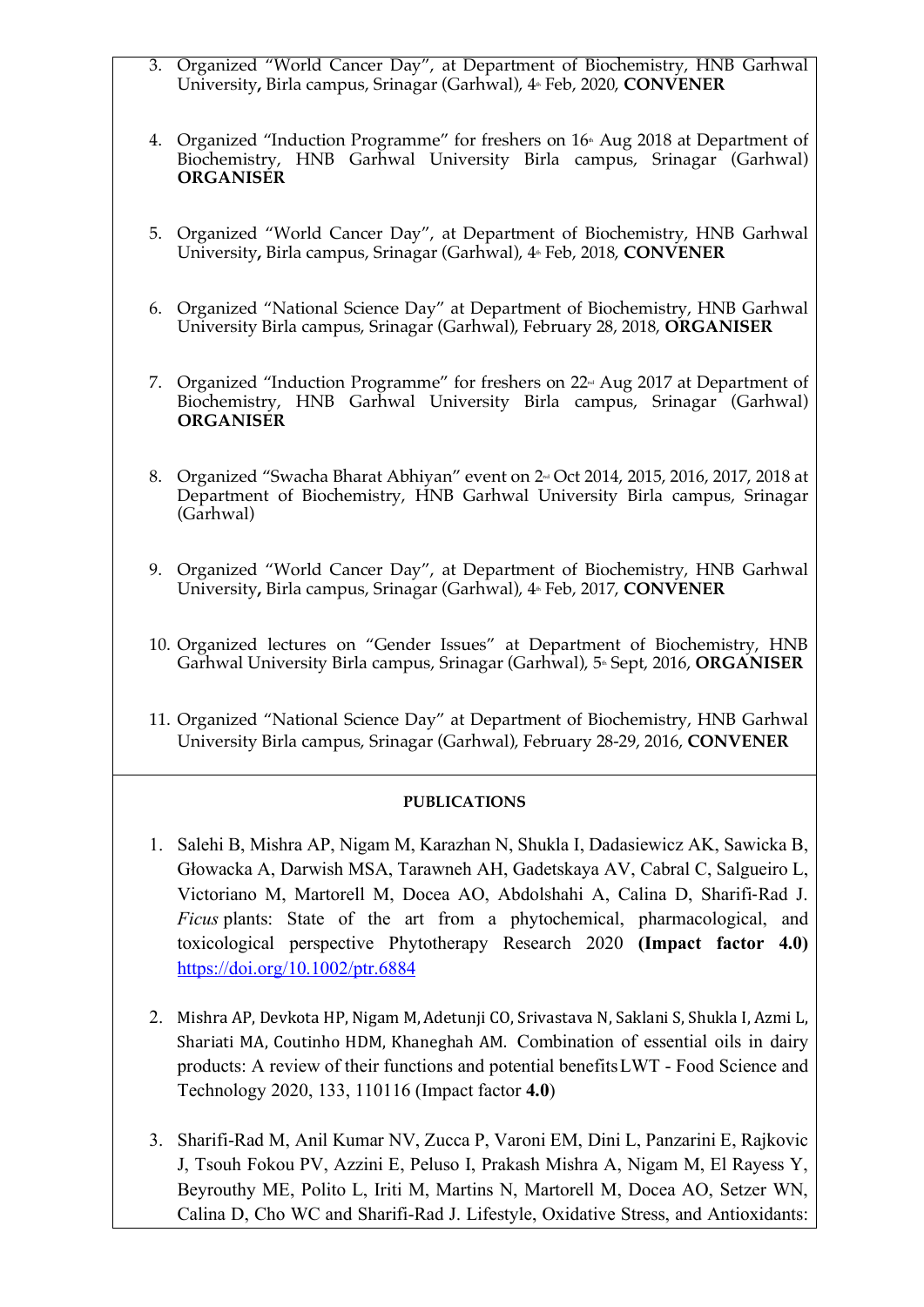3. Organized "World Cancer Day", at Department of Biochemistry, HNB Garhwal University**,** Birla campus, Srinagar (Garhwal), 4th Feb, 2020, **CONVENER**

4. Organized "Induction Programme" for freshers on 16th Aug 2018 at Department of Biochemistry, HNB Garhwal University Birla campus, Srinagar (Garhwal) **ORGANISER**

5. Organized "World Cancer Day", at Department of Biochemistry, HNB Garhwal University**,** Birla campus, Srinagar (Garhwal), 4th Feb, 2018, **CONVENER**

6. Organized "National Science Day" at Department of Biochemistry, HNB Garhwal University Birla campus, Srinagar (Garhwal), February 28, 2018, **ORGANISER**

7. Organized "Induction Programme" for freshers on 22nd Aug 2017 at Department of Biochemistry, HNB Garhwal University Birla campus, Srinagar (Garhwal) **ORGANISER**

8. Organized "Swacha Bharat Abhiyan" event on 2nd Oct 2014, 2015, 2016, 2017, 2018 at Department of Biochemistry, HNB Garhwal University Birla campus, Srinagar (Garhwal)

9. Organized "World Cancer Day", at Department of Biochemistry, HNB Garhwal University**,** Birla campus, Srinagar (Garhwal), 4th Feb, 2017, **CONVENER**

10. Organized lectures on "Gender Issues" at Department of Biochemistry, HNB Garhwal University Birla campus, Srinagar (Garhwal), 5th Sept, 2016, **ORGANISER**

11. Organized "National Science Day" at Department of Biochemistry, HNB Garhwal University Birla campus, Srinagar (Garhwal), February 28-29, 2016, **CONVENER**

**PUBLICATIONS**

1. Salehi B, Mishra AP, Nigam M, Karazhan N, Shukla I, Dadasiewicz AK, Sawicka B, Głowacka A, Darwish MSA, Tarawneh AH, Gadetskaya AV, Cabral C, Salgueiro L, Victoriano M, Martorell M, Docea AO, Abdolshahi A, Calina D, Sharifi-Rad J. *Ficus* plants: State of the art from a phytochemical, pharmacological, and toxicological perspective Phytotherapy Research 2020 **(Impact factor 4.0)** https://doi.org/10.1002/ptr.6884

2. Mishra AP, Devkota HP, Nigam M, Adetunji CO, Srivastava N, Saklani S, Shukla I, Azmi L, Shariati MA, Coutinho HDM, Khaneghah AM. Combination of essential oils in dairy products: A review of their functions and potential benefits LWT - Food Science and Technology 2020, 133, 110116 (Impact factor **4.0**)

3. Sharifi-Rad M, Anil Kumar NV, Zucca P, Varoni EM, Dini L, Panzarini E, Rajkovic J, Tsouh Fokou PV, Azzini E, Peluso I, Prakash Mishra A, Nigam M, El Rayess Y, Beyrouthy ME, Polito L, Iriti M, Martins N, Martorell M, Docea AO, Setzer WN, Calina D, Cho WC and Sharifi-Rad J. Lifestyle, Oxidative Stress, and Antioxidants: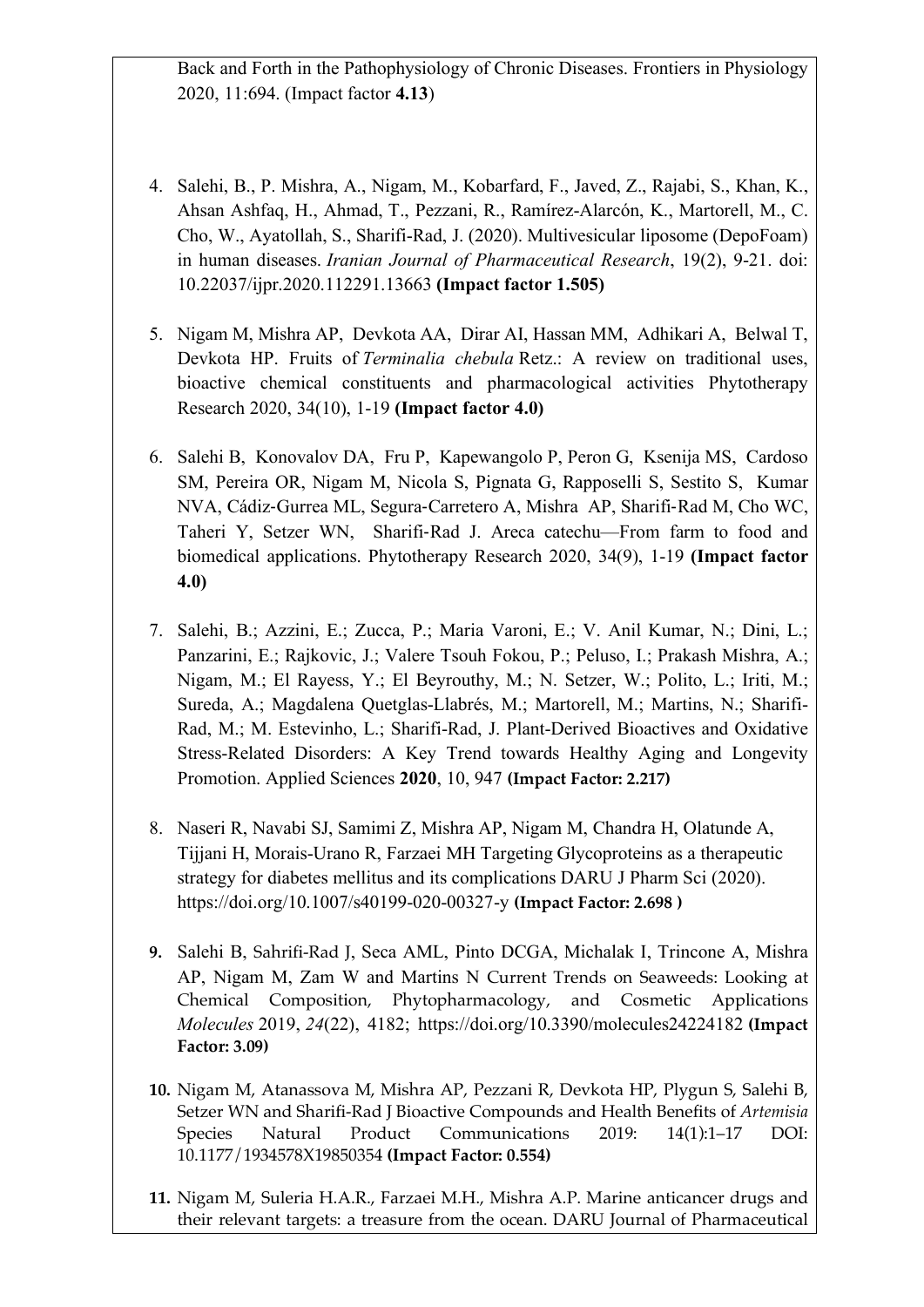Back and Forth in the Pathophysiology of Chronic Diseases. Frontiers in Physiology 2020, 11:694. (Impact factor **4.13**)

4. Salehi, B., P. Mishra, A., Nigam, M., Kobarfard, F., Javed, Z., Rajabi, S., Khan, K., Ahsan Ashfaq, H., Ahmad, T., Pezzani, R., Ramírez-Alarcón, K., Martorell, M., C. Cho, W., Ayatollah, S., Sharifi-Rad, J. (2020). Multivesicular liposome (DepoFoam) in human diseases. *Iranian Journal of Pharmaceutical Research*, 19(2), 9-21. doi: 10.22037/ijpr.2020.112291.13663 **(Impact factor 1.505)**

5. Nigam M, Mishra AP, Devkota AA, Dirar AI, Hassan MM, Adhikari A, Belwal T, Devkota HP. Fruits of *Terminalia chebula* Retz.: A review on traditional uses, bioactive chemical constituents and pharmacological activities Phytotherapy Research 2020, 34(10), 1-19 **(Impact factor 4.0)**

6. Salehi B, Konovalov DA, Fru P, Kapewangolo P, Peron G, Ksenija MS, Cardoso SM, Pereira OR, Nigam M, Nicola S, Pignata G, Rapposelli S, Sestito S, Kumar NVA, Cádiz-Gurrea ML, Segura-Carretero A, Mishra AP, Sharifi-Rad M, Cho WC, Taheri Y, Setzer WN, Sharifi-Rad J. Areca catechu—From farm to food and biomedical applications. Phytotherapy Research 2020, 34(9), 1-19 **(Impact factor 4.0)**

7. Salehi, B.; Azzini, E.; Zucca, P.; Maria Varoni, E.; V. Anil Kumar, N.; Dini, L.; Panzarini, E.; Rajkovic, J.; Valere Tsouh Fokou, P.; Peluso, I.; Prakash Mishra, A.; Nigam, M.; El Rayess, Y.; El Beyrouthy, M.; N. Setzer, W.; Polito, L.; Iriti, M.; Sureda, A.; Magdalena Quetglas-Llabrés, M.; Martorell, M.; Martins, N.; Sharifi-Rad, M.; M. Estevinho, L.; Sharifi-Rad, J. Plant-Derived Bioactives and Oxidative Stress-Related Disorders: A Key Trend towards Healthy Aging and Longevity Promotion. Applied Sciences **2020**, 10, 947 **(Impact Factor: 2.217)**

8. Naseri R, Navabi SJ, Samimi Z, Mishra AP, Nigam M, Chandra H, Olatunde A, Tijjani H, Morais-Urano R, Farzaei MH Targeting Glycoproteins as a therapeutic strategy for diabetes mellitus and its complications DARU J Pharm Sci (2020). https://doi.org/10.1007/s40199-020-00327-y **(Impact Factor: 2.698 )**

9. Salehi B, Sahrifi-Rad J, Seca AML, Pinto DCGA, Michalak I, Trincone A, Mishra AP, Nigam M, Zam W and Martins N Current Trends on Seaweeds: Looking at Chemical Composition, Phytopharmacology, and Cosmetic Applications *Molecules* 2019, *24*(22), 4182; https://doi.org/10.3390/molecules24224182 **(Impact Factor: 3.09)**

10. Nigam M, Atanassova M, Mishra AP, Pezzani R, Devkota HP, Plygun S, Salehi B, Setzer WN and Sharifi-Rad J Bioactive Compounds and Health Benefits of *Artemisia* Species Natural Product Communications 2019: 14(1):1–17 DOI: 10.1177/1934578X19850354 **(Impact Factor: 0.554)**

11. Nigam M, Suleria H.A.R., Farzaei M.H., Mishra A.P. Marine anticancer drugs and their relevant targets: a treasure from the ocean. DARU Journal of Pharmaceutical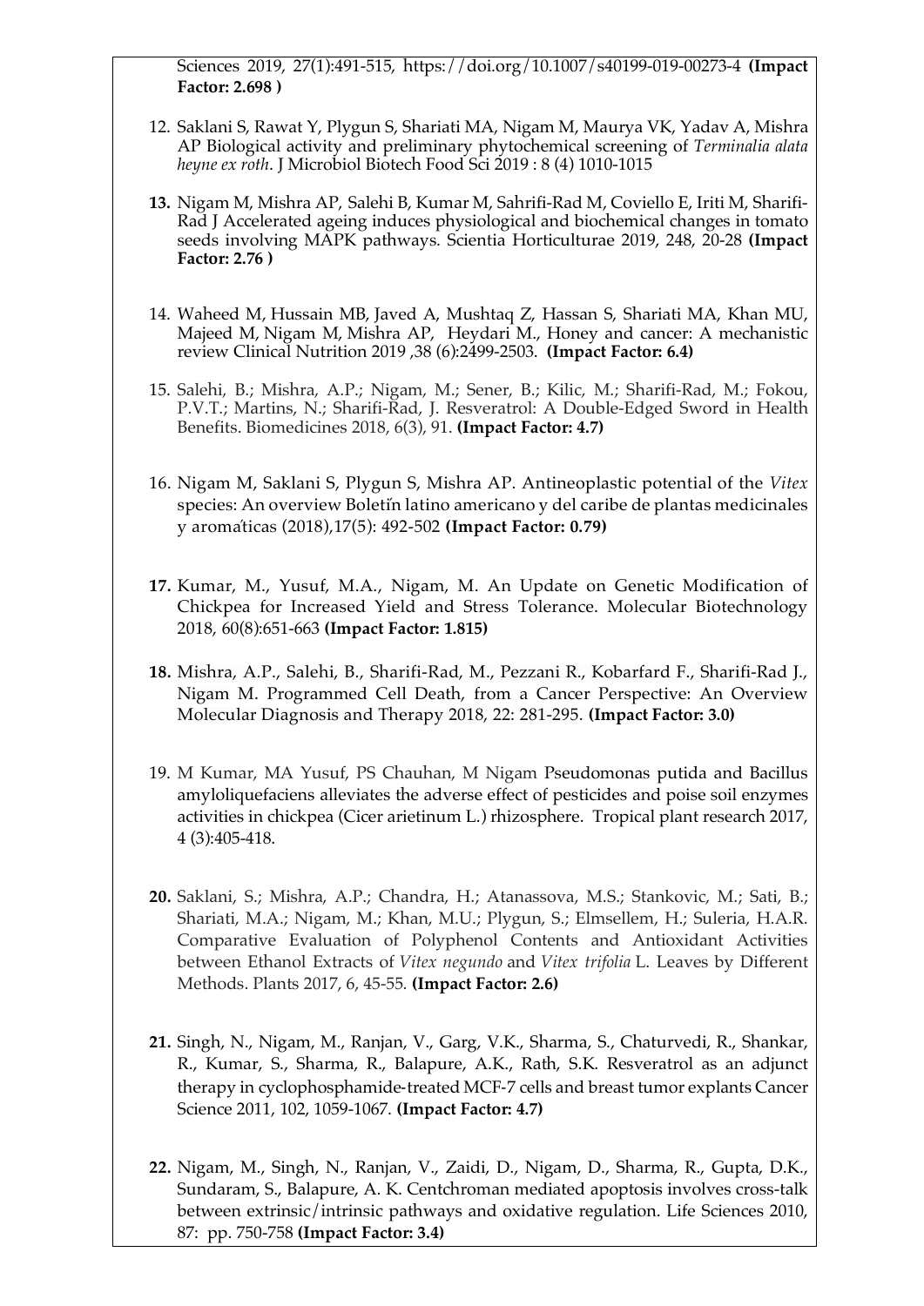Sciences 2019, 27(1):491-515, https://doi.org/10.1007/s40199-019-00273-4 **(Impact Factor: 2.698 )**

12. Saklani S, Rawat Y, Plygun S, Shariati MA, Nigam M, Maurya VK, Yadav A, Mishra AP Biological activity and preliminary phytochemical screening of *Terminalia alata heyne ex roth*. J Microbiol Biotech Food Sci 2019 : 8 (4) 1010-1015

**13.** Nigam M, Mishra AP, Salehi B, Kumar M, Sahrifi-Rad M, Coviello E, Iriti M, Sharifi-Rad J Accelerated ageing induces physiological and biochemical changes in tomato seeds involving MAPK pathways. Scientia Horticulturae 2019, 248, 20-28 **(Impact Factor: 2.76 )**

14. Waheed M, Hussain MB, Javed A, Mushtaq Z, Hassan S, Shariati MA, Khan MU, Majeed M, Nigam M, Mishra AP, Heydari M., Honey and cancer: A mechanistic review Clinical Nutrition 2019 ,38 (6):2499-2503. **(Impact Factor: 6.4)**

15. Salehi, B.; Mishra, A.P.; Nigam, M.; Sener, B.; Kilic, M.; Sharifi-Rad, M.; Fokou, P.V.T.; Martins, N.; Sharifi-Rad, J. Resveratrol: A Double-Edged Sword in Health Benefits. Biomedicines 2018, 6(3), 91. **(Impact Factor: 4.7)**

16. Nigam M, Saklani S, Plygun S, Mishra AP. Antineoplastic potential of the *Vitex* species: An overview Boletín latino americano y del caribe de plantas medicinales y aromáticas (2018),17(5): 492-502 **(Impact Factor: 0.79)**

**17.** Kumar, M., Yusuf, M.A., Nigam, M. An Update on Genetic Modification of Chickpea for Increased Yield and Stress Tolerance. Molecular Biotechnology 2018, 60(8):651-663 **(Impact Factor: 1.815)**

**18.** Mishra, A.P., Salehi, B., Sharifi-Rad, M., Pezzani R., Kobarfard F., Sharifi-Rad J., Nigam M. Programmed Cell Death, from a Cancer Perspective: An Overview Molecular Diagnosis and Therapy 2018, 22: 281-295. **(Impact Factor: 3.0)**

19. M Kumar, MA Yusuf, PS Chauhan, M Nigam Pseudomonas putida and Bacillus amyloliquefaciens alleviates the adverse effect of pesticides and poise soil enzymes activities in chickpea (Cicer arietinum L.) rhizosphere. Tropical plant research 2017, 4 (3):405-418.

**20.** Saklani, S.; Mishra, A.P.; Chandra, H.; Atanassova, M.S.; Stankovic, M.; Sati, B.; Shariati, M.A.; Nigam, M.; Khan, M.U.; Plygun, S.; Elmsellem, H.; Suleria, H.A.R. Comparative Evaluation of Polyphenol Contents and Antioxidant Activities between Ethanol Extracts of *Vitex negundo* and *Vitex trifolia* L. Leaves by Different Methods. Plants 2017, 6, 45-55. **(Impact Factor: 2.6)**

**21.** Singh, N., Nigam, M., Ranjan, V., Garg, V.K., Sharma, S., Chaturvedi, R., Shankar, R., Kumar, S., Sharma, R., Balapure, A.K., Rath, S.K. Resveratrol as an adjunct therapy in cyclophosphamide-treated MCF-7 cells and breast tumor explants Cancer Science 2011, 102, 1059-1067. **(Impact Factor: 4.7)**

**22.** Nigam, M., Singh, N., Ranjan, V., Zaidi, D., Nigam, D., Sharma, R., Gupta, D.K., Sundaram, S., Balapure, A. K. Centchroman mediated apoptosis involves cross-talk between extrinsic/intrinsic pathways and oxidative regulation. Life Sciences 2010, 87: pp. 750-758 **(Impact Factor: 3.4)**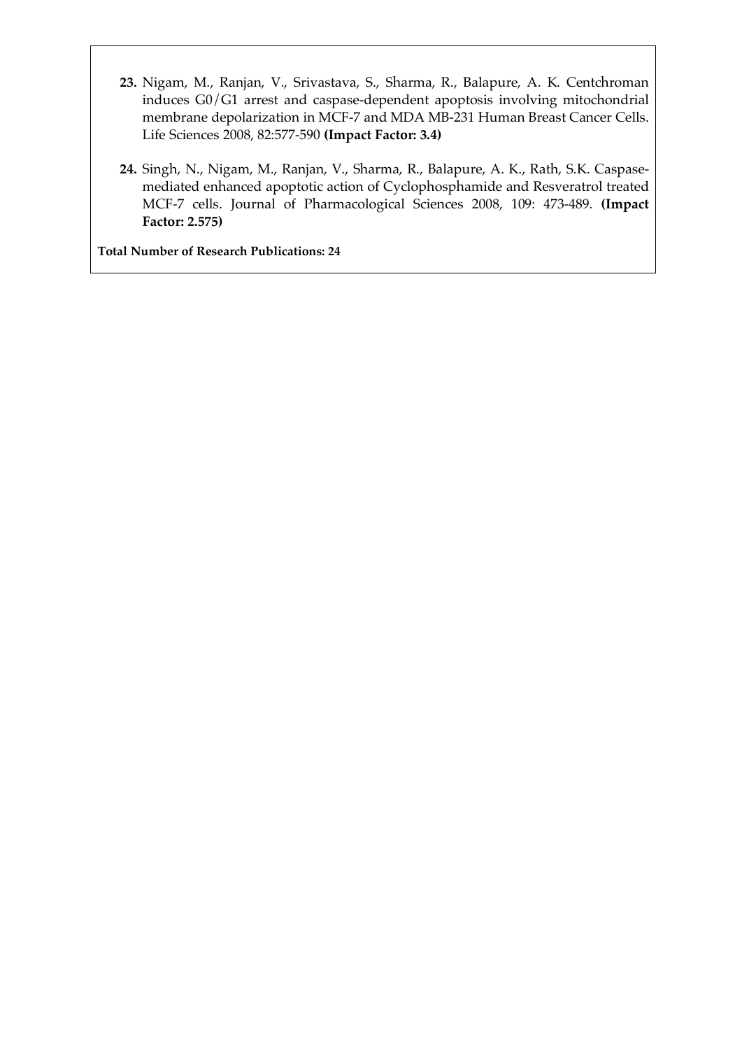23. Nigam, M., Ranjan, V., Srivastava, S., Sharma, R., Balapure, A. K. Centchroman induces G0/G1 arrest and caspase-dependent apoptosis involving mitochondrial membrane depolarization in MCF-7 and MDA MB-231 Human Breast Cancer Cells. Life Sciences 2008, 82:577-590 **(Impact Factor: 3.4)**

24. Singh, N., Nigam, M., Ranjan, V., Sharma, R., Balapure, A. K., Rath, S.K. Caspase-mediated enhanced apoptotic action of Cyclophosphamide and Resveratrol treated MCF-7 cells. Journal of Pharmacological Sciences 2008, 109: 473-489. **(Impact Factor: 2.575)**

**Total Number of Research Publications: 24**